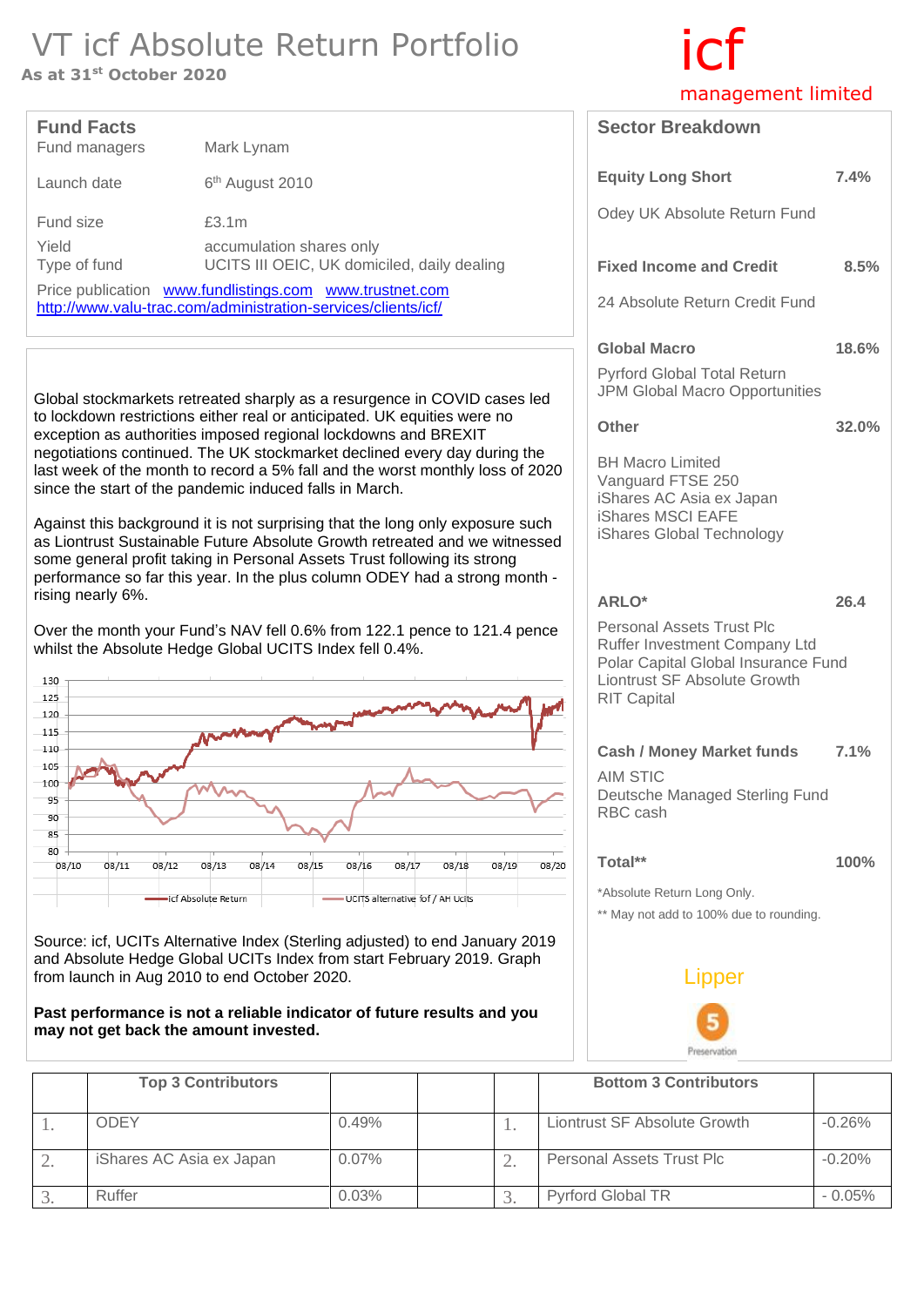# VT icf Absolute Return Portfolio

**As at 31st October 2020**

icf management limited

## Fund Facts

| | |
|---|---|
| Fund managers | Mark Lynam |
| Launch date | 6th August 2010 |
| Fund size | £3.1m |
| Yield | accumulation shares only |
| Type of fund | UCITS III OEIC, UK domiciled, daily dealing |

Price publication [www.fundlistings.com](www.fundlistings.com) [www.trustnet.com](www.trustnet.com) [http://www.valu-trac.com/administration-services/clients/icf/](http://www.valu-trac.com/administration-services/clients/icf/)

Global stockmarkets retreated sharply as a resurgence in COVID cases led to lockdown restrictions either real or anticipated. UK equities were no exception as authorities imposed regional lockdowns and BREXIT negotiations continued. The UK stockmarket declined every day during the last week of the month to record a 5% fall and the worst monthly loss of 2020 since the start of the pandemic induced falls in March.

Against this background it is not surprising that the long only exposure such as Liontrust Sustainable Future Absolute Growth retreated and we witnessed some general profit taking in Personal Assets Trust following its strong performance so far this year. In the plus column ODEY had a strong month - rising nearly 6%.

Over the month your Fund's NAV fell 0.6% from 122.1 pence to 121.4 pence whilst the Absolute Hedge Global UCITS Index fell 0.4%.

Source: icf, UCITs Alternative Index (Sterling adjusted) to end January 2019 and Absolute Hedge Global UCITs Index from start February 2019. Graph from launch in Aug 2010 to end October 2020.

**Past performance is not a reliable indicator of future results and you may not get back the amount invested.**

## Sector Breakdown

| Sector / Holdings | Weight |
|---|---|
| **Equity Long Short** | **7.4%** |
| Odey UK Absolute Return Fund | |
| **Fixed Income and Credit** | **8.5%** |
| 24 Absolute Return Credit Fund | |
| **Global Macro** | **18.6%** |
| Pyrford Global Total Return | |
| JPM Global Macro Opportunities | |
| **Other** | **32.0%** |
| BH Macro Limited | |
| Vanguard FTSE 250 | |
| iShares AC Asia ex Japan | |
| iShares MSCI EAFE | |
| iShares Global Technology | |
| **ARLO*** | **26.4** |
| Personal Assets Trust Plc | |
| Ruffer Investment Company Ltd | |
| Polar Capital Global Insurance Fund | |
| Liontrust SF Absolute Growth | |
| RIT Capital | |
| **Cash / Money Market funds** | **7.1%** |
| AIM STIC | |
| Deutsche Managed Sterling Fund | |
| RBC cash | |
| **Total**** | **100%** |

*Absolute Return Long Only.

** May not add to 100% due to rounding.

Lipper 5 Preservation

| | Top 3 Contributors | | | | Bottom 3 Contributors | |
|---|---|---|---|---|---|---|
| 1. | ODEY | 0.49% | | 1. | Liontrust SF Absolute Growth | -0.26% |
| 2. | iShares AC Asia ex Japan | 0.07% | | 2. | Personal Assets Trust Plc | -0.20% |
| 3. | Ruffer | 0.03% | | 3. | Pyrford Global TR | - 0.05% |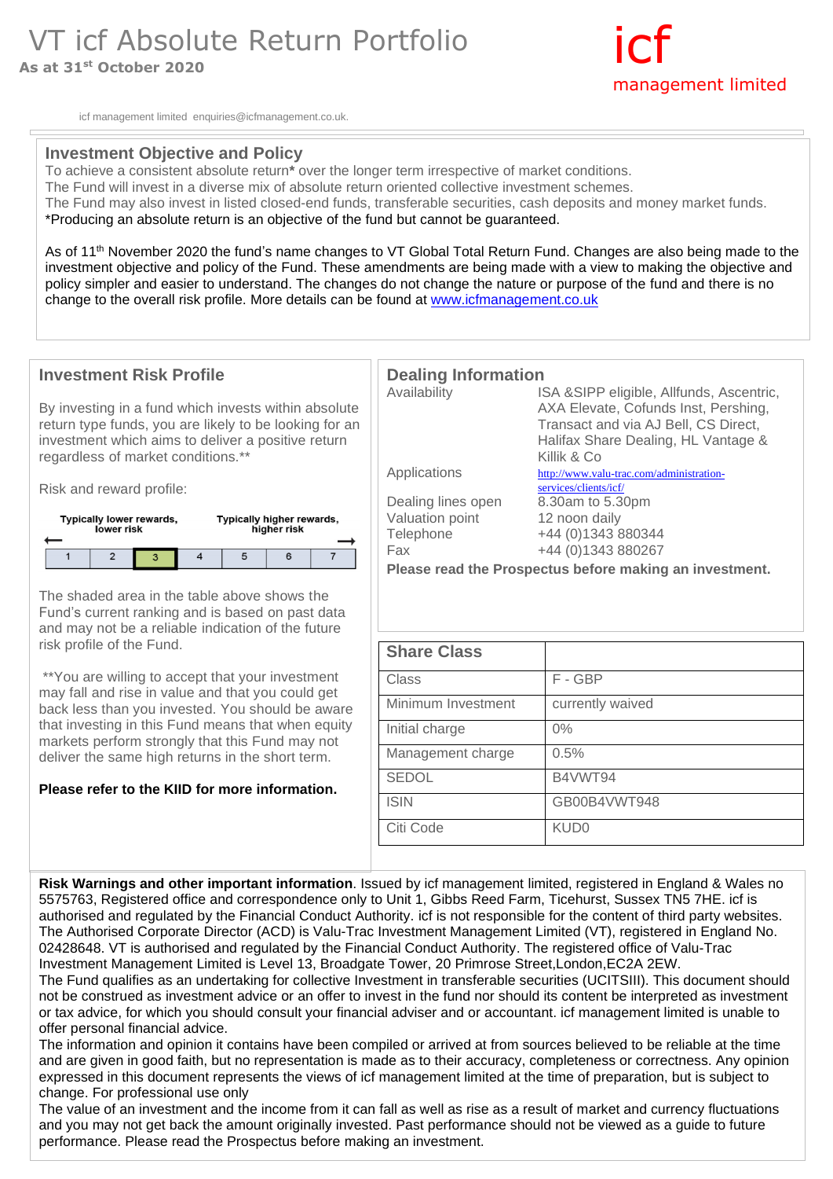# VT icf Absolute Return Portfolio

**As at 31st October 2020**

icf management limited

icf management limited enquiries@icfmanagement.co.uk.

## Investment Objective and Policy

To achieve a consistent absolute return* over the longer term irrespective of market conditions.
The Fund will invest in a diverse mix of absolute return oriented collective investment schemes.
The Fund may also invest in listed closed-end funds, transferable securities, cash deposits and money market funds.
*Producing an absolute return is an objective of the fund but cannot be guaranteed.

As of 11th November 2020 the fund's name changes to VT Global Total Return Fund. Changes are also being made to the investment objective and policy of the Fund. These amendments are being made with a view to making the objective and policy simpler and easier to understand. The changes do not change the nature or purpose of the fund and there is no change to the overall risk profile. More details can be found at www.icfmanagement.co.uk

## Investment Risk Profile

By investing in a fund which invests within absolute return type funds, you are likely to be looking for an investment which aims to deliver a positive return regardless of market conditions.**

Risk and reward profile:

Typically lower rewards, lower risk ← → Typically higher rewards, higher risk

| 1 | 2 | 3 | 4 | 5 | 6 | 7 |
|---|---|---|---|---|---|---|

The shaded area in the table above shows the Fund's current ranking and is based on past data and may not be a reliable indication of the future risk profile of the Fund.

**You are willing to accept that your investment may fall and rise in value and that you could get back less than you invested. You should be aware that investing in this Fund means that when equity markets perform strongly that this Fund may not deliver the same high returns in the short term.

**Please refer to the KIID for more information.**

## Dealing Information

| | |
|---|---|
| Availability | ISA &SIPP eligible, Allfunds, Ascentric, AXA Elevate, Cofunds Inst, Pershing, Transact and via AJ Bell, CS Direct, Halifax Share Dealing, HL Vantage & Killik & Co |
| Applications | http://www.valu-trac.com/administration-services/clients/icf/ |
| Dealing lines open | 8.30am to 5.30pm |
| Valuation point | 12 noon daily |
| Telephone | +44 (0)1343 880344 |
| Fax | +44 (0)1343 880267 |

**Please read the Prospectus before making an investment.**

| Share Class | |
|---|---|
| Class | F - GBP |
| Minimum Investment | currently waived |
| Initial charge | 0% |
| Management charge | 0.5% |
| SEDOL | B4VWT94 |
| ISIN | GB00B4VWT948 |
| Citi Code | KUD0 |

**Risk Warnings and other important information**. Issued by icf management limited, registered in England & Wales no 5575763, Registered office and correspondence only to Unit 1, Gibbs Reed Farm, Ticehurst, Sussex TN5 7HE. icf is authorised and regulated by the Financial Conduct Authority. icf is not responsible for the content of third party websites. The Authorised Corporate Director (ACD) is Valu-Trac Investment Management Limited (VT), registered in England No. 02428648. VT is authorised and regulated by the Financial Conduct Authority. The registered office of Valu-Trac Investment Management Limited is Level 13, Broadgate Tower, 20 Primrose Street,London,EC2A 2EW.
The Fund qualifies as an undertaking for collective Investment in transferable securities (UCITSIII). This document should not be construed as investment advice or an offer to invest in the fund nor should its content be interpreted as investment or tax advice, for which you should consult your financial adviser and or accountant. icf management limited is unable to offer personal financial advice.
The information and opinion it contains have been compiled or arrived at from sources believed to be reliable at the time and are given in good faith, but no representation is made as to their accuracy, completeness or correctness. Any opinion expressed in this document represents the views of icf management limited at the time of preparation, but is subject to change. For professional use only
The value of an investment and the income from it can fall as well as rise as a result of market and currency fluctuations and you may not get back the amount originally invested. Past performance should not be viewed as a guide to future performance. Please read the Prospectus before making an investment.